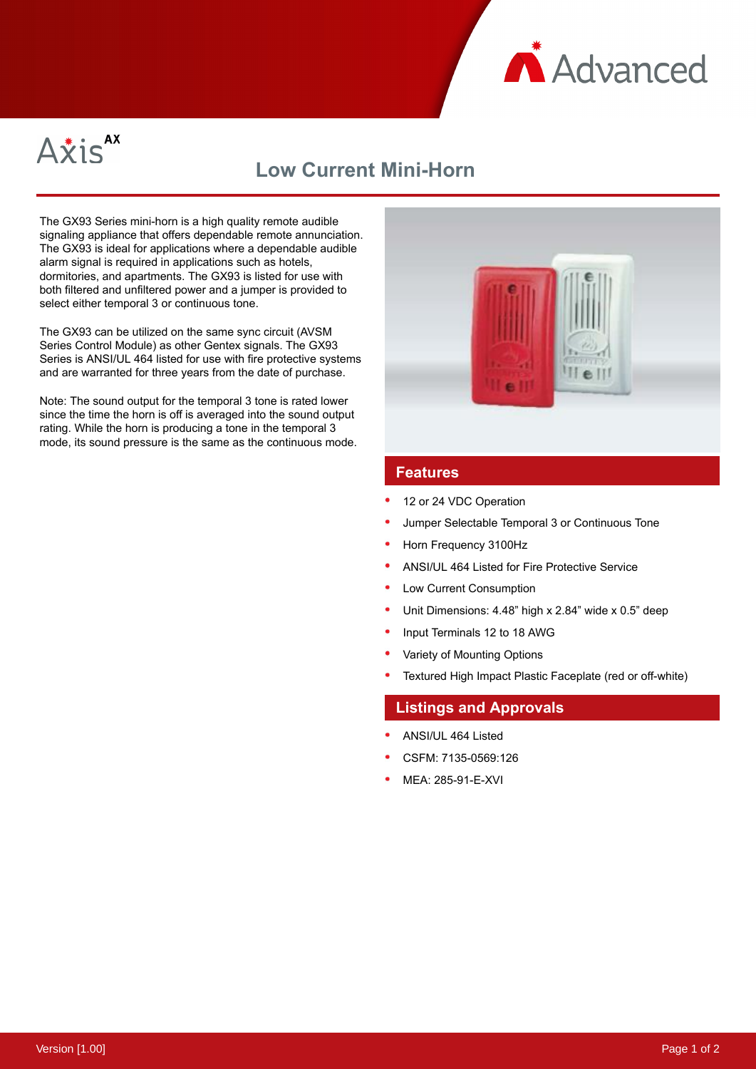Axis AX

# Low Current Mini-Horn

The GX93 Series mini-horn is a high quality remote audible signaling appliance that offers dependable remote annunciation. The GX93 is ideal for applications where a dependable audible alarm signal is required in applications such as hotels, dormitories, and apartments. The GX93 is listed for use with both filtered and unfiltered power and a jumper is provided to select either temporal 3 or continuous tone.

The GX93 can be utilized on the same sync circuit (AVSM Series Control Module) as other Gentex signals. The GX93 Series is ANSI/UL 464 listed for use with fire protective systems and are warranted for three years from the date of purchase.

Note: The sound output for the temporal 3 tone is rated lower since the time the horn is off is averaged into the sound output rating. While the horn is producing a tone in the temporal 3 mode, its sound pressure is the same as the continuous mode.

## Features

- 12 or 24 VDC Operation
- Jumper Selectable Temporal 3 or Continuous Tone
- Horn Frequency 3100Hz
- ANSI/UL 464 Listed for Fire Protective Service
- Low Current Consumption
- Unit Dimensions: 4.48" high x 2.84" wide x 0.5" deep
- Input Terminals 12 to 18 AWG
- Variety of Mounting Options
- Textured High Impact Plastic Faceplate (red or off-white)

## Listings and Approvals

- ANSI/UL 464 Listed
- CSFM: 7135-0569:126
- MEA: 285-91-E-XVI

Version [1.00]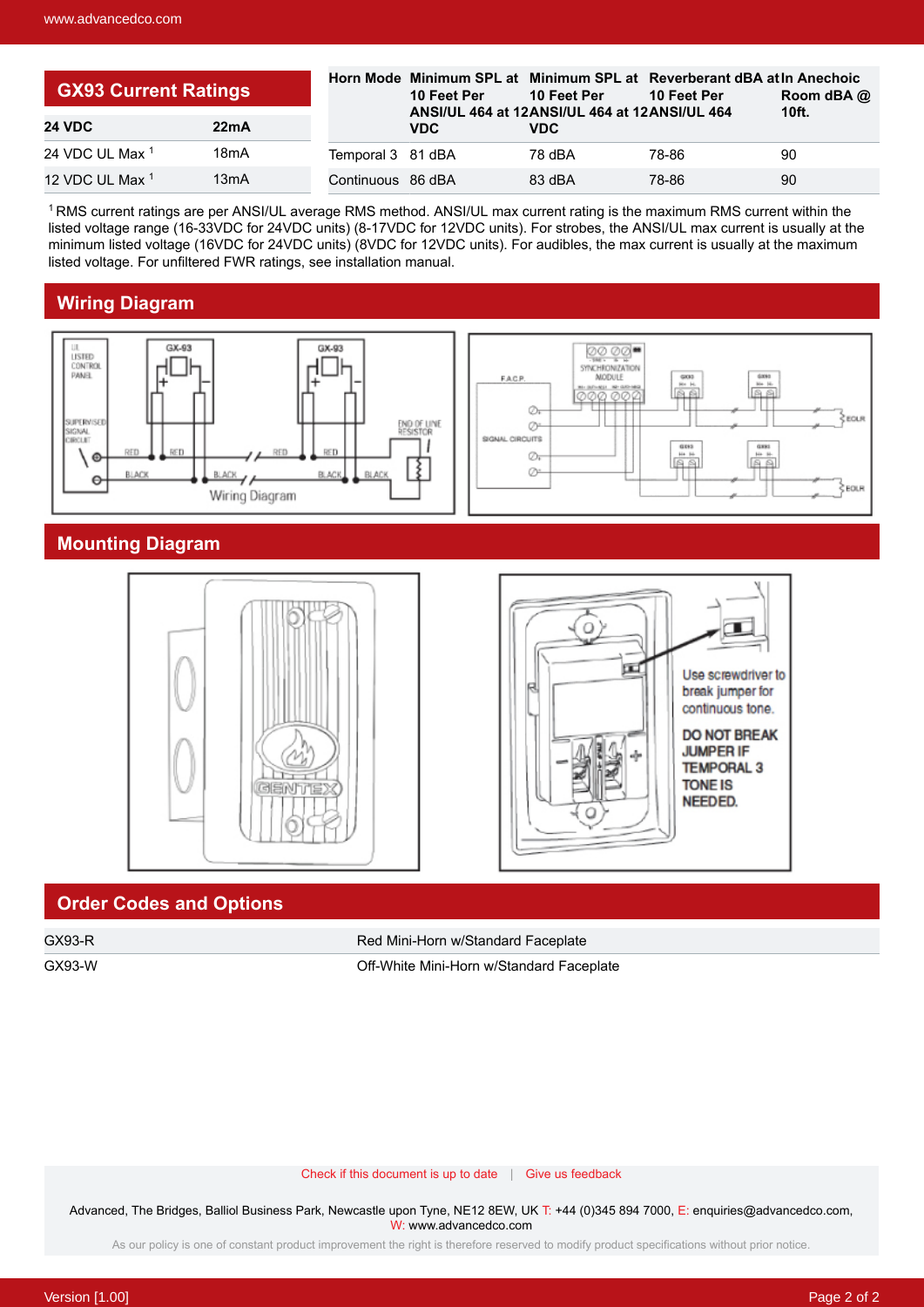## GX93 Current Ratings

| 24 VDC | 22mA |
|---|---|
| 24 VDC UL Max [1] | 18mA |
| 12 VDC UL Max [1] | 13mA |

| Horn Mode | Minimum SPL at 10 Feet Per ANSI/UL 464 at 12 VDC | Minimum SPL at 10 Feet Per ANSI/UL 464 at 12 VDC | Reverberant dBA at 10 Feet Per ANSI/UL 464 | In Anechoic Room dBA @ 10ft. |
|---|---|---|---|---|
| Temporal 3 | 81 dBA | 78 dBA | 78-86 | 90 |
| Continuous | 86 dBA | 83 dBA | 78-86 | 90 |

[1] RMS current ratings are per ANSI/UL average RMS method. ANSI/UL max current rating is the maximum RMS current within the listed voltage range (16-33VDC for 24VDC units) (8-17VDC for 12VDC units). For strobes, the ANSI/UL max current is usually at the minimum listed voltage (16VDC for 24VDC units) (8VDC for 12VDC units). For audibles, the max current is usually at the maximum listed voltage. For unfiltered FWR ratings, see installation manual.

## Wiring Diagram

## Mounting Diagram

## Order Codes and Options

| | |
|---|---|
| GX93-R | Red Mini-Horn w/Standard Faceplate |
| GX93-W | Off-White Mini-Horn w/Standard Faceplate |

Check if this document is up to date | Give us feedback

Advanced, The Bridges, Balliol Business Park, Newcastle upon Tyne, NE12 8EW, UK T: +44 (0)345 894 7000, E: enquiries@advancedco.com, W: www.advancedco.com

As our policy is one of constant product improvement the right is therefore reserved to modify product specifications without prior notice.

Version [1.00]